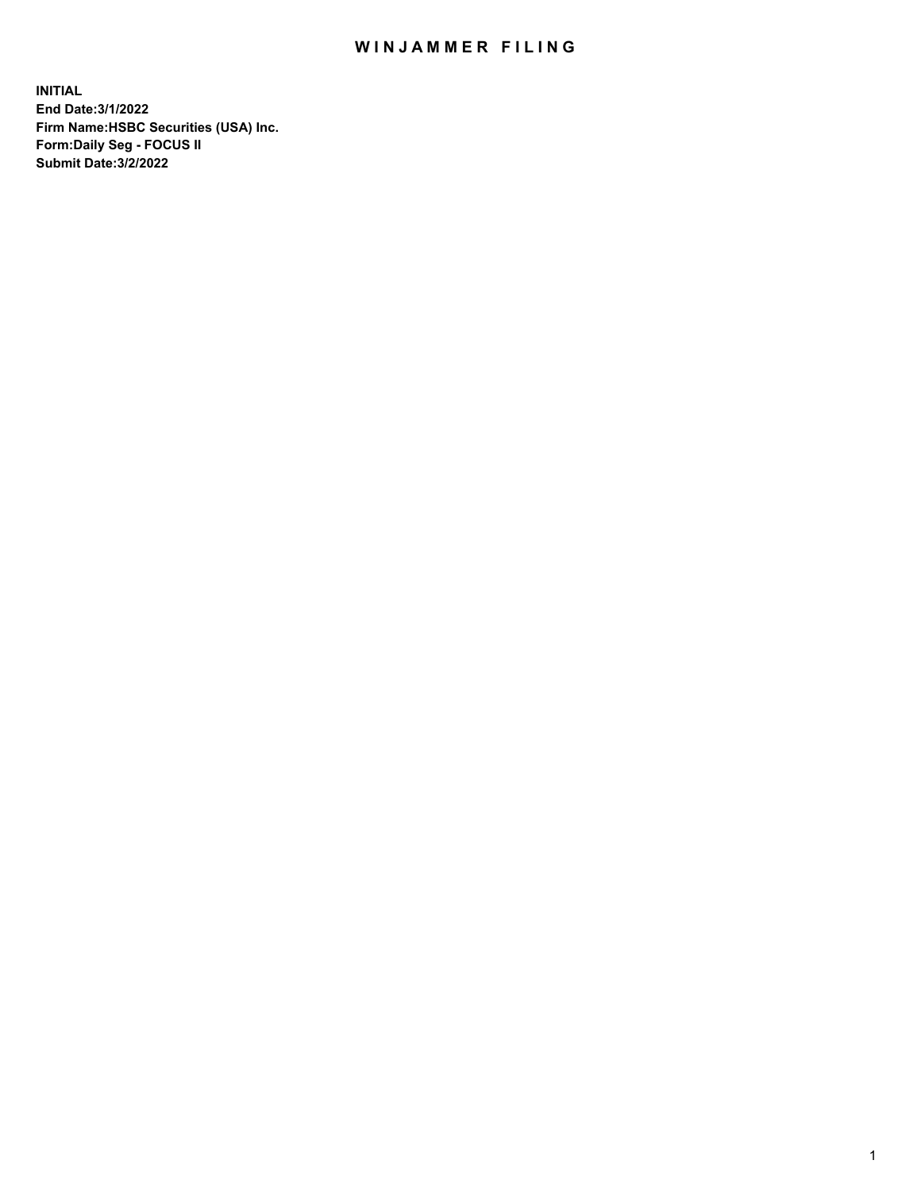# WINJAMMER FILING

**INITIAL**
**End Date:3/1/2022**
**Firm Name:HSBC Securities (USA) Inc.**
**Form:Daily Seg - FOCUS II**
**Submit Date:3/2/2022**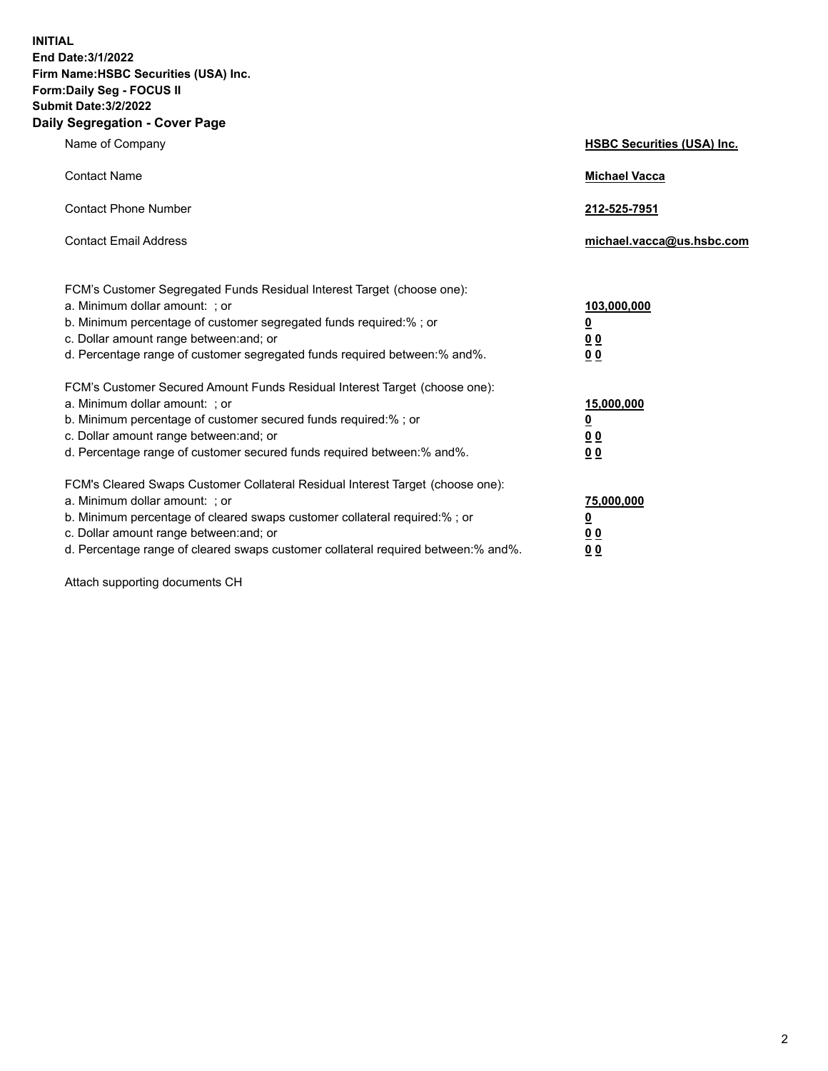**INITIAL**
**End Date:3/1/2022**
**Firm Name:HSBC Securities (USA) Inc.**
**Form:Daily Seg - FOCUS II**
**Submit Date:3/2/2022**

## Daily Segregation - Cover Page

| | |
|---|---|
| Name of Company | **HSBC Securities (USA) Inc.** |
| Contact Name | **Michael Vacca** |
| Contact Phone Number | **212-525-7951** |
| Contact Email Address | **michael.vacca@us.hsbc.com** |

| | |
|---|---|
| FCM's Customer Segregated Funds Residual Interest Target (choose one): | |
| a. Minimum dollar amount: ; or | **103,000,000** |
| b. Minimum percentage of customer segregated funds required:% ; or | **0** |
| c. Dollar amount range between:and; or | **0 0** |
| d. Percentage range of customer segregated funds required between:% and%. | **0 0** |
| FCM's Customer Secured Amount Funds Residual Interest Target (choose one): | |
| a. Minimum dollar amount: ; or | **15,000,000** |
| b. Minimum percentage of customer secured funds required:% ; or | **0** |
| c. Dollar amount range between:and; or | **0 0** |
| d. Percentage range of customer secured funds required between:% and%. | **0 0** |
| FCM's Cleared Swaps Customer Collateral Residual Interest Target (choose one): | |
| a. Minimum dollar amount: ; or | **75,000,000** |
| b. Minimum percentage of cleared swaps customer collateral required:% ; or | **0** |
| c. Dollar amount range between:and; or | **0 0** |
| d. Percentage range of cleared swaps customer collateral required between:% and%. | **0 0** |

Attach supporting documents CH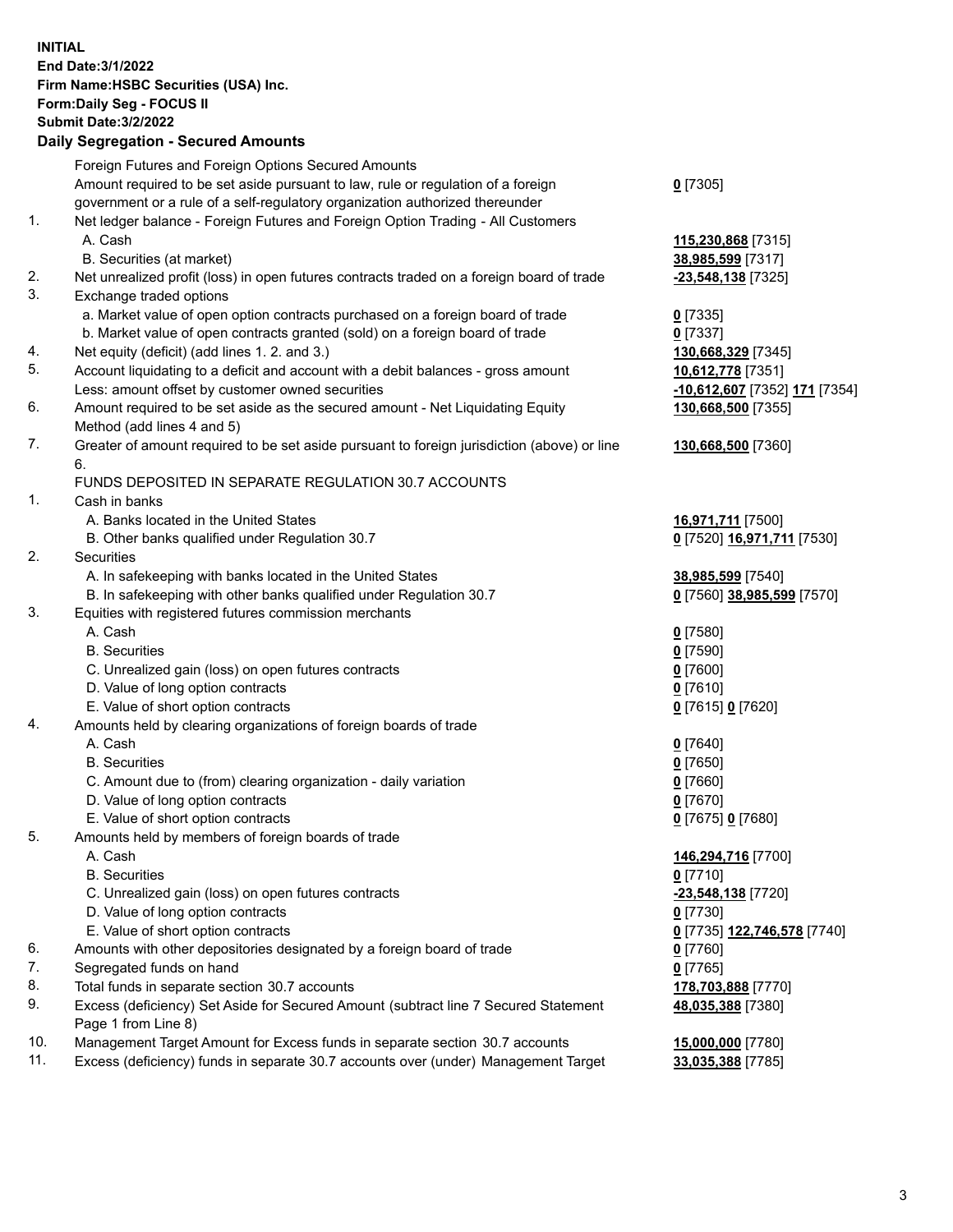**INITIAL**
**End Date:3/1/2022**
**Firm Name:HSBC Securities (USA) Inc.**
**Form:Daily Seg - FOCUS II**
**Submit Date:3/2/2022**

**Daily Segregation - Secured Amounts**

| | | |
|---|---|---|
| | Foreign Futures and Foreign Options Secured Amounts | |
| | Amount required to be set aside pursuant to law, rule or regulation of a foreign government or a rule of a self-regulatory organization authorized thereunder | **0** [7305] |
| 1. | Net ledger balance - Foreign Futures and Foreign Option Trading - All Customers | |
| | A. Cash | **115,230,868** [7315] |
| | B. Securities (at market) | **38,985,599** [7317] |
| 2. | Net unrealized profit (loss) in open futures contracts traded on a foreign board of trade | **-23,548,138** [7325] |
| 3. | Exchange traded options | |
| | a. Market value of open option contracts purchased on a foreign board of trade | **0** [7335] |
| | b. Market value of open contracts granted (sold) on a foreign board of trade | **0** [7337] |
| 4. | Net equity (deficit) (add lines 1. 2. and 3.) | **130,668,329** [7345] |
| 5. | Account liquidating to a deficit and account with a debit balances - gross amount | **10,612,778** [7351] |
| | Less: amount offset by customer owned securities | **-10,612,607** [7352] **171** [7354] |
| 6. | Amount required to be set aside as the secured amount - Net Liquidating Equity Method (add lines 4 and 5) | **130,668,500** [7355] |
| 7. | Greater of amount required to be set aside pursuant to foreign jurisdiction (above) or line 6. | **130,668,500** [7360] |
| | FUNDS DEPOSITED IN SEPARATE REGULATION 30.7 ACCOUNTS | |
| 1. | Cash in banks | |
| | A. Banks located in the United States | **16,971,711** [7500] |
| | B. Other banks qualified under Regulation 30.7 | **0** [7520] **16,971,711** [7530] |
| 2. | Securities | |
| | A. In safekeeping with banks located in the United States | **38,985,599** [7540] |
| | B. In safekeeping with other banks qualified under Regulation 30.7 | **0** [7560] **38,985,599** [7570] |
| 3. | Equities with registered futures commission merchants | |
| | A. Cash | **0** [7580] |
| | B. Securities | **0** [7590] |
| | C. Unrealized gain (loss) on open futures contracts | **0** [7600] |
| | D. Value of long option contracts | **0** [7610] |
| | E. Value of short option contracts | **0** [7615] **0** [7620] |
| 4. | Amounts held by clearing organizations of foreign boards of trade | |
| | A. Cash | **0** [7640] |
| | B. Securities | **0** [7650] |
| | C. Amount due to (from) clearing organization - daily variation | **0** [7660] |
| | D. Value of long option contracts | **0** [7670] |
| | E. Value of short option contracts | **0** [7675] **0** [7680] |
| 5. | Amounts held by members of foreign boards of trade | |
| | A. Cash | **146,294,716** [7700] |
| | B. Securities | **0** [7710] |
| | C. Unrealized gain (loss) on open futures contracts | **-23,548,138** [7720] |
| | D. Value of long option contracts | **0** [7730] |
| | E. Value of short option contracts | **0** [7735] **122,746,578** [7740] |
| 6. | Amounts with other depositories designated by a foreign board of trade | **0** [7760] |
| 7. | Segregated funds on hand | **0** [7765] |
| 8. | Total funds in separate section 30.7 accounts | **178,703,888** [7770] |
| 9. | Excess (deficiency) Set Aside for Secured Amount (subtract line 7 Secured Statement Page 1 from Line 8) | **48,035,388** [7380] |
| 10. | Management Target Amount for Excess funds in separate section 30.7 accounts | **15,000,000** [7780] |
| 11. | Excess (deficiency) funds in separate 30.7 accounts over (under) Management Target | **33,035,388** [7785] |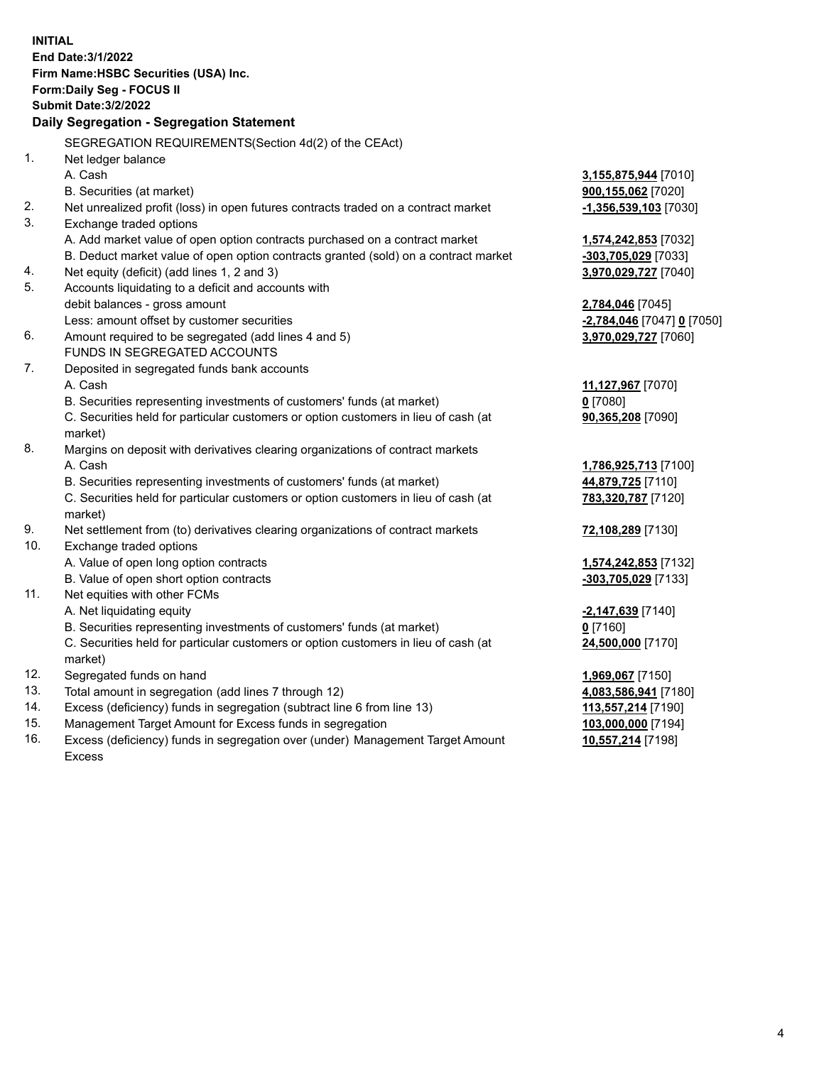**INITIAL**
**End Date:3/1/2022**
**Firm Name:HSBC Securities (USA) Inc.**
**Form:Daily Seg - FOCUS II**
**Submit Date:3/2/2022**

## Daily Segregation - Segregation Statement

| | | |
|---|---|---|
| | SEGREGATION REQUIREMENTS(Section 4d(2) of the CEAct) | |
| 1. | Net ledger balance | |
| | A. Cash | **3,155,875,944** [7010] |
| | B. Securities (at market) | **900,155,062** [7020] |
| 2. | Net unrealized profit (loss) in open futures contracts traded on a contract market | **-1,356,539,103** [7030] |
| 3. | Exchange traded options | |
| | A. Add market value of open option contracts purchased on a contract market | **1,574,242,853** [7032] |
| | B. Deduct market value of open option contracts granted (sold) on a contract market | **-303,705,029** [7033] |
| 4. | Net equity (deficit) (add lines 1, 2 and 3) | **3,970,029,727** [7040] |
| 5. | Accounts liquidating to a deficit and accounts with | |
| | debit balances - gross amount | **2,784,046** [7045] |
| | Less: amount offset by customer securities | **-2,784,046** [7047] **0** [7050] |
| 6. | Amount required to be segregated (add lines 4 and 5) | **3,970,029,727** [7060] |
| | FUNDS IN SEGREGATED ACCOUNTS | |
| 7. | Deposited in segregated funds bank accounts | |
| | A. Cash | **11,127,967** [7070] |
| | B. Securities representing investments of customers' funds (at market) | **0** [7080] |
| | C. Securities held for particular customers or option customers in lieu of cash (at market) | **90,365,208** [7090] |
| 8. | Margins on deposit with derivatives clearing organizations of contract markets | |
| | A. Cash | **1,786,925,713** [7100] |
| | B. Securities representing investments of customers' funds (at market) | **44,879,725** [7110] |
| | C. Securities held for particular customers or option customers in lieu of cash (at market) | **783,320,787** [7120] |
| 9. | Net settlement from (to) derivatives clearing organizations of contract markets | **72,108,289** [7130] |
| 10. | Exchange traded options | |
| | A. Value of open long option contracts | **1,574,242,853** [7132] |
| | B. Value of open short option contracts | **-303,705,029** [7133] |
| 11. | Net equities with other FCMs | |
| | A. Net liquidating equity | **-2,147,639** [7140] |
| | B. Securities representing investments of customers' funds (at market) | **0** [7160] |
| | C. Securities held for particular customers or option customers in lieu of cash (at market) | **24,500,000** [7170] |
| 12. | Segregated funds on hand | **1,969,067** [7150] |
| 13. | Total amount in segregation (add lines 7 through 12) | **4,083,586,941** [7180] |
| 14. | Excess (deficiency) funds in segregation (subtract line 6 from line 13) | **113,557,214** [7190] |
| 15. | Management Target Amount for Excess funds in segregation | **103,000,000** [7194] |
| 16. | Excess (deficiency) funds in segregation over (under) Management Target Amount Excess | **10,557,214** [7198] |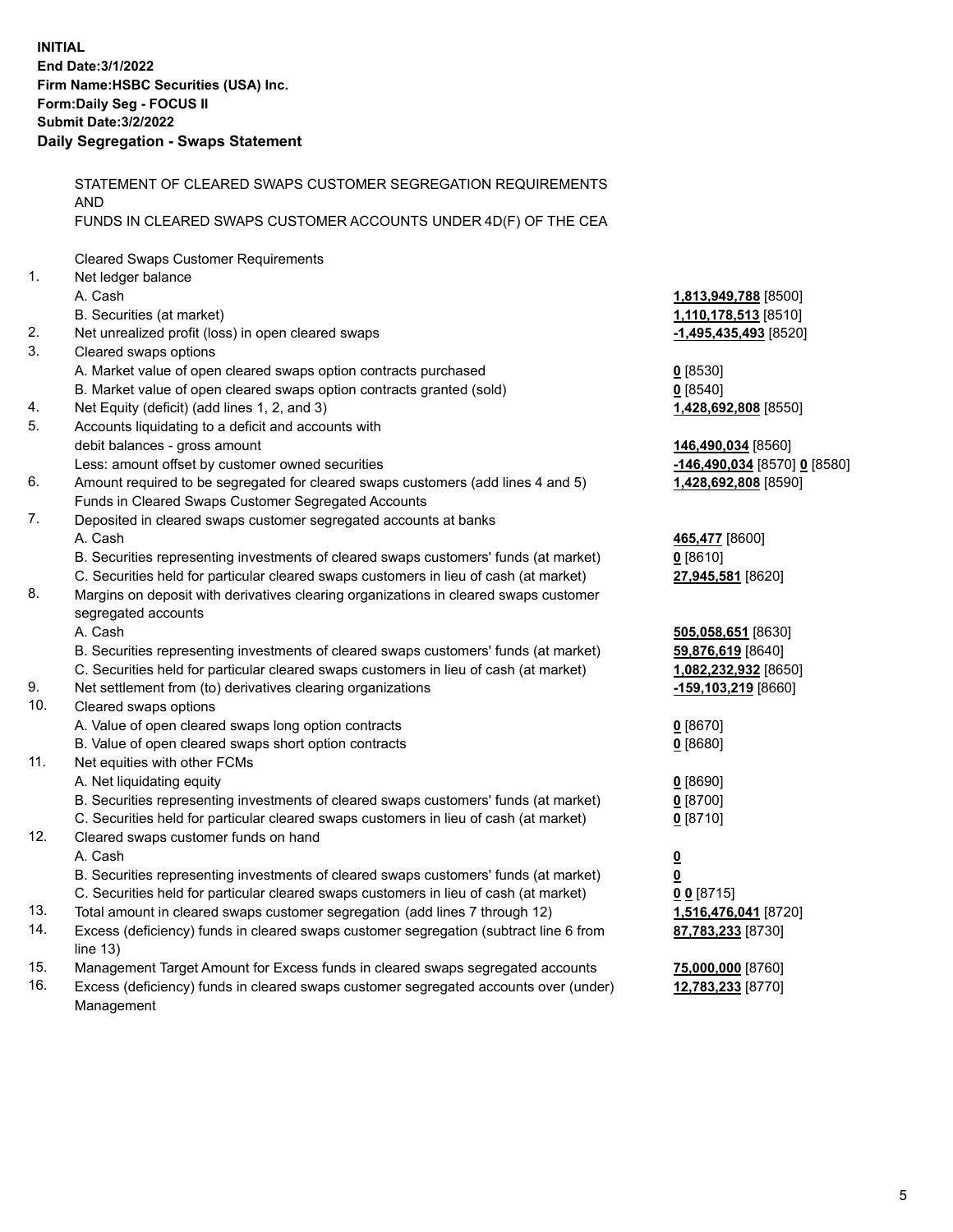**INITIAL**
**End Date:3/1/2022**
**Firm Name:HSBC Securities (USA) Inc.**
**Form:Daily Seg - FOCUS II**
**Submit Date:3/2/2022**
**Daily Segregation - Swaps Statement**

STATEMENT OF CLEARED SWAPS CUSTOMER SEGREGATION REQUIREMENTS AND
FUNDS IN CLEARED SWAPS CUSTOMER ACCOUNTS UNDER 4D(F) OF THE CEA

| | | |
|---|---|---|
| | Cleared Swaps Customer Requirements | |
| 1. | Net ledger balance | |
| | A. Cash | **1,813,949,788** [8500] |
| | B. Securities (at market) | **1,110,178,513** [8510] |
| 2. | Net unrealized profit (loss) in open cleared swaps | **-1,495,435,493** [8520] |
| 3. | Cleared swaps options | |
| | A. Market value of open cleared swaps option contracts purchased | **0** [8530] |
| | B. Market value of open cleared swaps option contracts granted (sold) | **0** [8540] |
| 4. | Net Equity (deficit) (add lines 1, 2, and 3) | **1,428,692,808** [8550] |
| 5. | Accounts liquidating to a deficit and accounts with debit balances - gross amount | **146,490,034** [8560] |
| | Less: amount offset by customer owned securities | **-146,490,034** [8570] **0** [8580] |
| 6. | Amount required to be segregated for cleared swaps customers (add lines 4 and 5) | **1,428,692,808** [8590] |
| | Funds in Cleared Swaps Customer Segregated Accounts | |
| 7. | Deposited in cleared swaps customer segregated accounts at banks | |
| | A. Cash | **465,477** [8600] |
| | B. Securities representing investments of cleared swaps customers' funds (at market) | **0** [8610] |
| | C. Securities held for particular cleared swaps customers in lieu of cash (at market) | **27,945,581** [8620] |
| 8. | Margins on deposit with derivatives clearing organizations in cleared swaps customer segregated accounts | |
| | A. Cash | **505,058,651** [8630] |
| | B. Securities representing investments of cleared swaps customers' funds (at market) | **59,876,619** [8640] |
| | C. Securities held for particular cleared swaps customers in lieu of cash (at market) | **1,082,232,932** [8650] |
| 9. | Net settlement from (to) derivatives clearing organizations | **-159,103,219** [8660] |
| 10. | Cleared swaps options | |
| | A. Value of open cleared swaps long option contracts | **0** [8670] |
| | B. Value of open cleared swaps short option contracts | **0** [8680] |
| 11. | Net equities with other FCMs | |
| | A. Net liquidating equity | **0** [8690] |
| | B. Securities representing investments of cleared swaps customers' funds (at market) | **0** [8700] |
| | C. Securities held for particular cleared swaps customers in lieu of cash (at market) | **0** [8710] |
| 12. | Cleared swaps customer funds on hand | |
| | A. Cash | **0** |
| | B. Securities representing investments of cleared swaps customers' funds (at market) | **0** |
| | C. Securities held for particular cleared swaps customers in lieu of cash (at market) | **0** **0** [8715] |
| 13. | Total amount in cleared swaps customer segregation (add lines 7 through 12) | **1,516,476,041** [8720] |
| 14. | Excess (deficiency) funds in cleared swaps customer segregation (subtract line 6 from line 13) | **87,783,233** [8730] |
| 15. | Management Target Amount for Excess funds in cleared swaps segregated accounts | **75,000,000** [8760] |
| 16. | Excess (deficiency) funds in cleared swaps customer segregated accounts over (under) Management | **12,783,233** [8770] |